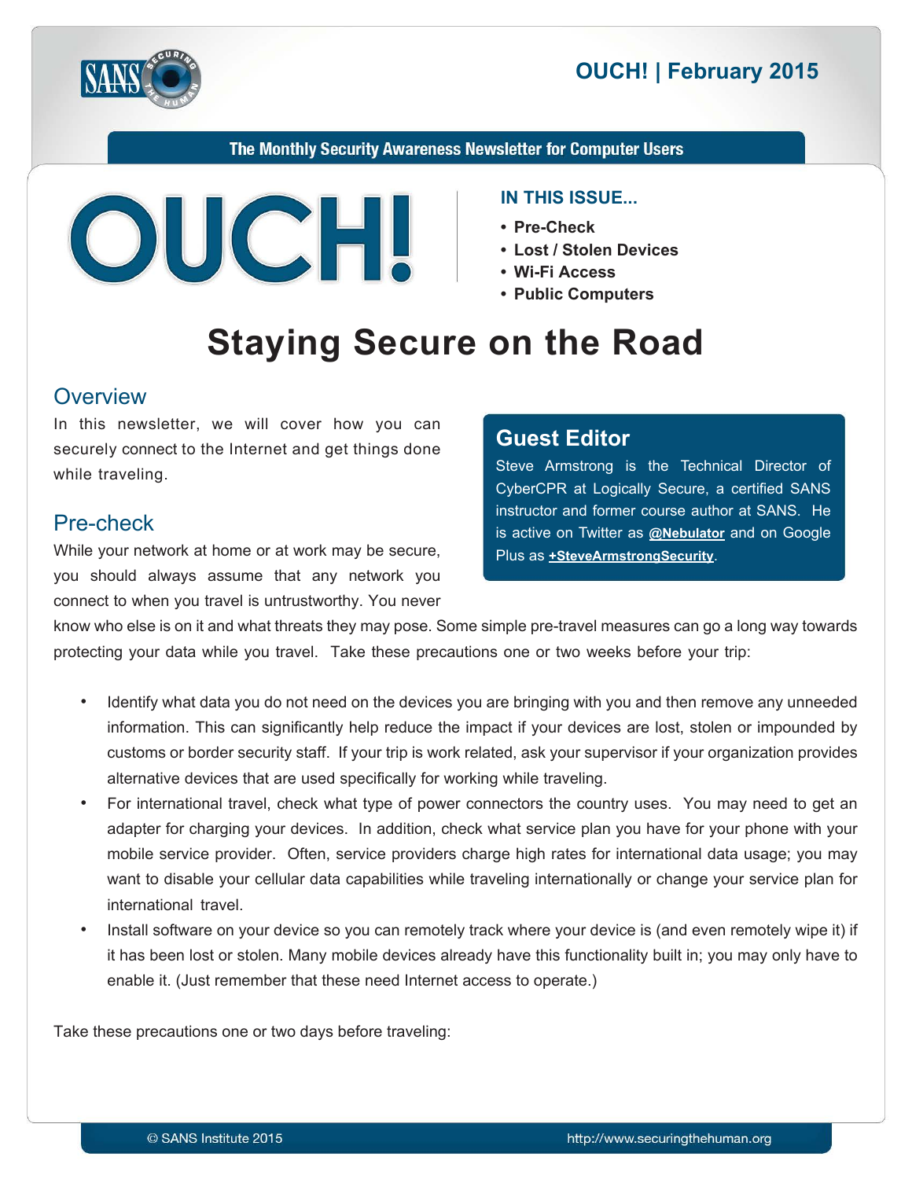# OUCH! | February 2015

**The Monthly Security Awareness Newsletter for Computer Users**

OUCH!

**IN THIS ISSUE...**

- Pre-Check
- Lost / Stolen Devices
- Wi-Fi Access
- Public Computers

# Staying Secure on the Road

## Overview

In this newsletter, we will cover how you can securely connect to the Internet and get things done while traveling.

### Guest Editor

Steve Armstrong is the Technical Director of CyberCPR at Logically Secure, a certified SANS instructor and former course author at SANS. He is active on Twitter as **@Nebulator** and on Google Plus as **+SteveArmstrongSecurity**.

## Pre-check

While your network at home or at work may be secure, you should always assume that any network you connect to when you travel is untrustworthy. You never know who else is on it and what threats they may pose. Some simple pre-travel measures can go a long way towards protecting your data while you travel. Take these precautions one or two weeks before your trip:

- Identify what data you do not need on the devices you are bringing with you and then remove any unneeded information. This can significantly help reduce the impact if your devices are lost, stolen or impounded by customs or border security staff. If your trip is work related, ask your supervisor if your organization provides alternative devices that are used specifically for working while traveling.
- For international travel, check what type of power connectors the country uses. You may need to get an adapter for charging your devices. In addition, check what service plan you have for your phone with your mobile service provider. Often, service providers charge high rates for international data usage; you may want to disable your cellular data capabilities while traveling internationally or change your service plan for international travel.
- Install software on your device so you can remotely track where your device is (and even remotely wipe it) if it has been lost or stolen. Many mobile devices already have this functionality built in; you may only have to enable it. (Just remember that these need Internet access to operate.)

Take these precautions one or two days before traveling: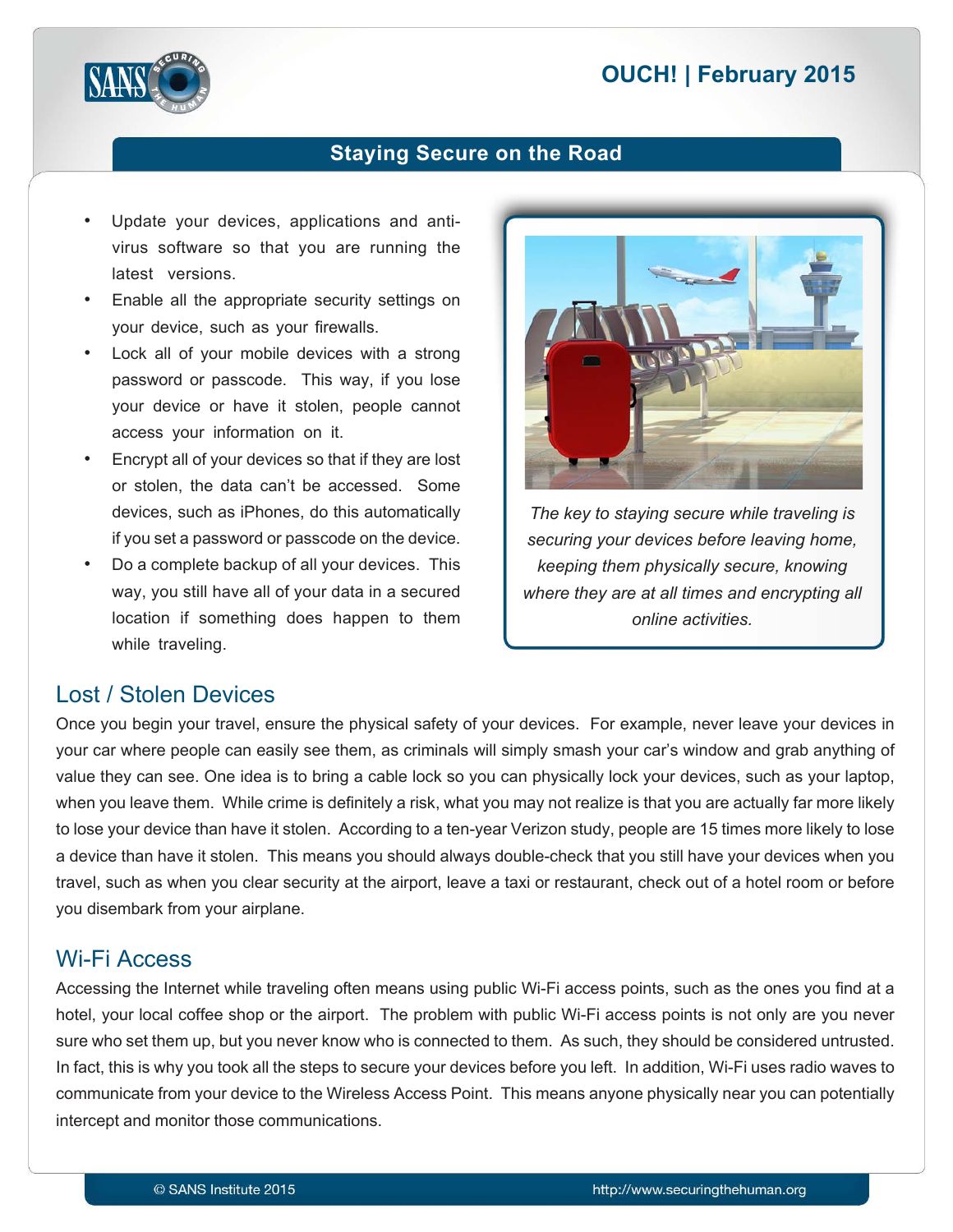- Update your devices, applications and anti-virus software so that you are running the latest versions.
- Enable all the appropriate security settings on your device, such as your firewalls.
- Lock all of your mobile devices with a strong password or passcode. This way, if you lose your device or have it stolen, people cannot access your information on it.
- Encrypt all of your devices so that if they are lost or stolen, the data can't be accessed. Some devices, such as iPhones, do this automatically if you set a password or passcode on the device.
- Do a complete backup of all your devices. This way, you still have all of your data in a secured location if something does happen to them while traveling.

*The key to staying secure while traveling is securing your devices before leaving home, keeping them physically secure, knowing where they are at all times and encrypting all online activities.*

## Lost / Stolen Devices

Once you begin your travel, ensure the physical safety of your devices. For example, never leave your devices in your car where people can easily see them, as criminals will simply smash your car's window and grab anything of value they can see. One idea is to bring a cable lock so you can physically lock your devices, such as your laptop, when you leave them. While crime is definitely a risk, what you may not realize is that you are actually far more likely to lose your device than have it stolen. According to a ten-year Verizon study, people are 15 times more likely to lose a device than have it stolen. This means you should always double-check that you still have your devices when you travel, such as when you clear security at the airport, leave a taxi or restaurant, check out of a hotel room or before you disembark from your airplane.

## Wi-Fi Access

Accessing the Internet while traveling often means using public Wi-Fi access points, such as the ones you find at a hotel, your local coffee shop or the airport. The problem with public Wi-Fi access points is not only are you never sure who set them up, but you never know who is connected to them. As such, they should be considered untrusted. In fact, this is why you took all the steps to secure your devices before you left. In addition, Wi-Fi uses radio waves to communicate from your device to the Wireless Access Point. This means anyone physically near you can potentially intercept and monitor those communications.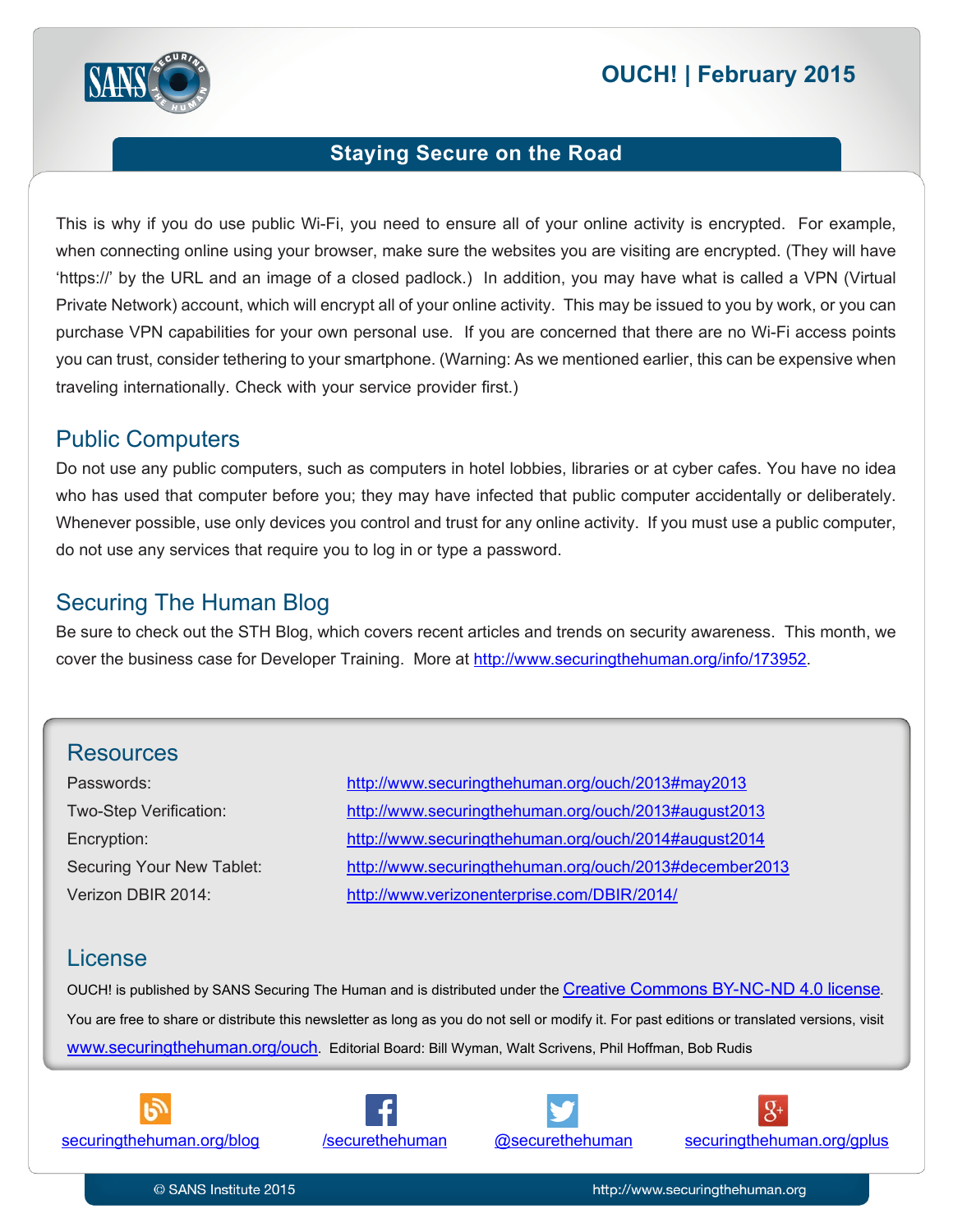This is why if you do use public Wi-Fi, you need to ensure all of your online activity is encrypted. For example, when connecting online using your browser, make sure the websites you are visiting are encrypted. (They will have 'https://' by the URL and an image of a closed padlock.) In addition, you may have what is called a VPN (Virtual Private Network) account, which will encrypt all of your online activity. This may be issued to you by work, or you can purchase VPN capabilities for your own personal use. If you are concerned that there are no Wi-Fi access points you can trust, consider tethering to your smartphone. (Warning: As we mentioned earlier, this can be expensive when traveling internationally. Check with your service provider first.)

## Public Computers

Do not use any public computers, such as computers in hotel lobbies, libraries or at cyber cafes. You have no idea who has used that computer before you; they may have infected that public computer accidentally or deliberately. Whenever possible, use only devices you control and trust for any online activity. If you must use a public computer, do not use any services that require you to log in or type a password.

## Securing The Human Blog

Be sure to check out the STH Blog, which covers recent articles and trends on security awareness. This month, we cover the business case for Developer Training. More at http://www.securingthehuman.org/info/173952.

## Resources

| | |
|---|---|
| Passwords: | http://www.securingthehuman.org/ouch/2013#may2013 |
| Two-Step Verification: | http://www.securingthehuman.org/ouch/2013#august2013 |
| Encryption: | http://www.securingthehuman.org/ouch/2014#august2014 |
| Securing Your New Tablet: | http://www.securingthehuman.org/ouch/2013#december2013 |
| Verizon DBIR 2014: | http://www.verizonenterprise.com/DBIR/2014/ |

## License

OUCH! is published by SANS Securing The Human and is distributed under the Creative Commons BY-NC-ND 4.0 license. You are free to share or distribute this newsletter as long as you do not sell or modify it. For past editions or translated versions, visit www.securingthehuman.org/ouch. Editorial Board: Bill Wyman, Walt Scrivens, Phil Hoffman, Bob Rudis

securingthehuman.org/blog /securethehuman @securethehuman securingthehuman.org/gplus